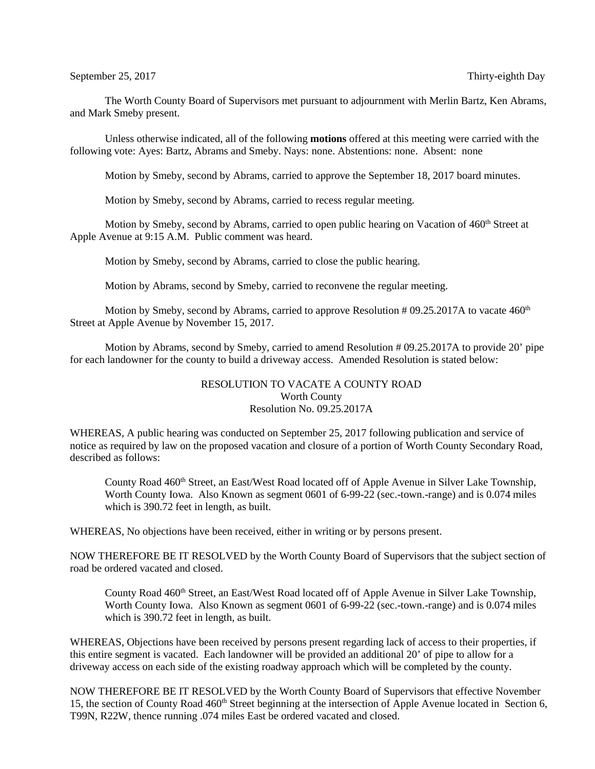September 25, 2017 Thirty-eighth Day

The Worth County Board of Supervisors met pursuant to adjournment with Merlin Bartz, Ken Abrams, and Mark Smeby present.

Unless otherwise indicated, all of the following **motions** offered at this meeting were carried with the following vote: Ayes: Bartz, Abrams and Smeby. Nays: none. Abstentions: none. Absent: none

Motion by Smeby, second by Abrams, carried to approve the September 18, 2017 board minutes.

Motion by Smeby, second by Abrams, carried to recess regular meeting.

Motion by Smeby, second by Abrams, carried to open public hearing on Vacation of 460th Street at Apple Avenue at 9:15 A.M. Public comment was heard.

Motion by Smeby, second by Abrams, carried to close the public hearing.

Motion by Abrams, second by Smeby, carried to reconvene the regular meeting.

Motion by Smeby, second by Abrams, carried to approve Resolution # 09.25.2017A to vacate 460th Street at Apple Avenue by November 15, 2017.

Motion by Abrams, second by Smeby, carried to amend Resolution # 09.25.2017A to provide 20' pipe for each landowner for the county to build a driveway access. Amended Resolution is stated below:

RESOLUTION TO VACATE A COUNTY ROAD
Worth County
Resolution No. 09.25.2017A

WHEREAS, A public hearing was conducted on September 25, 2017 following publication and service of notice as required by law on the proposed vacation and closure of a portion of Worth County Secondary Road, described as follows:

> County Road 460th Street, an East/West Road located off of Apple Avenue in Silver Lake Township, Worth County Iowa. Also Known as segment 0601 of 6-99-22 (sec.-town.-range) and is 0.074 miles which is 390.72 feet in length, as built.

WHEREAS, No objections have been received, either in writing or by persons present.

NOW THEREFORE BE IT RESOLVED by the Worth County Board of Supervisors that the subject section of road be ordered vacated and closed.

> County Road 460th Street, an East/West Road located off of Apple Avenue in Silver Lake Township, Worth County Iowa. Also Known as segment 0601 of 6-99-22 (sec.-town.-range) and is 0.074 miles which is 390.72 feet in length, as built.

WHEREAS, Objections have been received by persons present regarding lack of access to their properties, if this entire segment is vacated. Each landowner will be provided an additional 20' of pipe to allow for a driveway access on each side of the existing roadway approach which will be completed by the county.

NOW THEREFORE BE IT RESOLVED by the Worth County Board of Supervisors that effective November 15, the section of County Road 460th Street beginning at the intersection of Apple Avenue located in Section 6, T99N, R22W, thence running .074 miles East be ordered vacated and closed.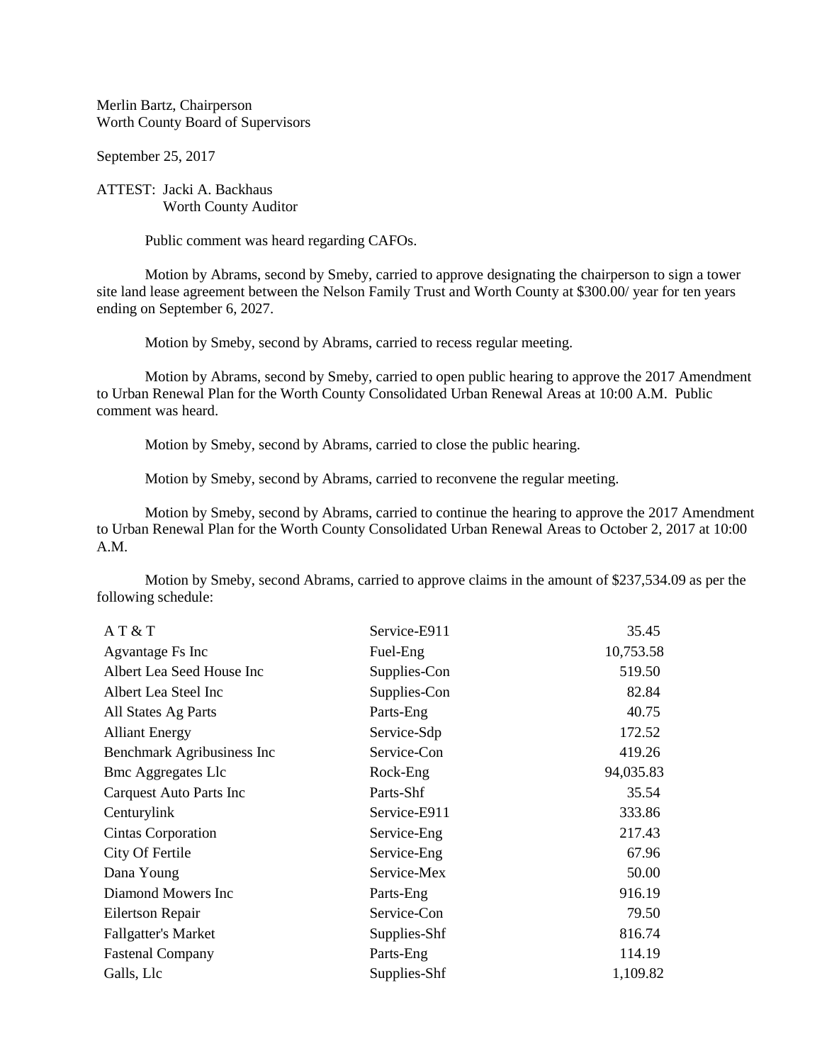Merlin Bartz, Chairperson
Worth County Board of Supervisors

September 25, 2017

ATTEST: Jacki A. Backhaus
Worth County Auditor

Public comment was heard regarding CAFOs.

Motion by Abrams, second by Smeby, carried to approve designating the chairperson to sign a tower site land lease agreement between the Nelson Family Trust and Worth County at $300.00/ year for ten years ending on September 6, 2027.

Motion by Smeby, second by Abrams, carried to recess regular meeting.

Motion by Abrams, second by Smeby, carried to open public hearing to approve the 2017 Amendment to Urban Renewal Plan for the Worth County Consolidated Urban Renewal Areas at 10:00 A.M. Public comment was heard.

Motion by Smeby, second by Abrams, carried to close the public hearing.

Motion by Smeby, second by Abrams, carried to reconvene the regular meeting.

Motion by Smeby, second by Abrams, carried to continue the hearing to approve the 2017 Amendment to Urban Renewal Plan for the Worth County Consolidated Urban Renewal Areas to October 2, 2017 at 10:00 A.M.

Motion by Smeby, second Abrams, carried to approve claims in the amount of $237,534.09 as per the following schedule:

| | | |
|---|---|---:|
| A T & T | Service-E911 | 35.45 |
| Agvantage Fs Inc | Fuel-Eng | 10,753.58 |
| Albert Lea Seed House Inc | Supplies-Con | 519.50 |
| Albert Lea Steel Inc | Supplies-Con | 82.84 |
| All States Ag Parts | Parts-Eng | 40.75 |
| Alliant Energy | Service-Sdp | 172.52 |
| Benchmark Agribusiness Inc | Service-Con | 419.26 |
| Bmc Aggregates Llc | Rock-Eng | 94,035.83 |
| Carquest Auto Parts Inc | Parts-Shf | 35.54 |
| Centurylink | Service-E911 | 333.86 |
| Cintas Corporation | Service-Eng | 217.43 |
| City Of Fertile | Service-Eng | 67.96 |
| Dana Young | Service-Mex | 50.00 |
| Diamond Mowers Inc | Parts-Eng | 916.19 |
| Eilertson Repair | Service-Con | 79.50 |
| Fallgatter's Market | Supplies-Shf | 816.74 |
| Fastenal Company | Parts-Eng | 114.19 |
| Galls, Llc | Supplies-Shf | 1,109.82 |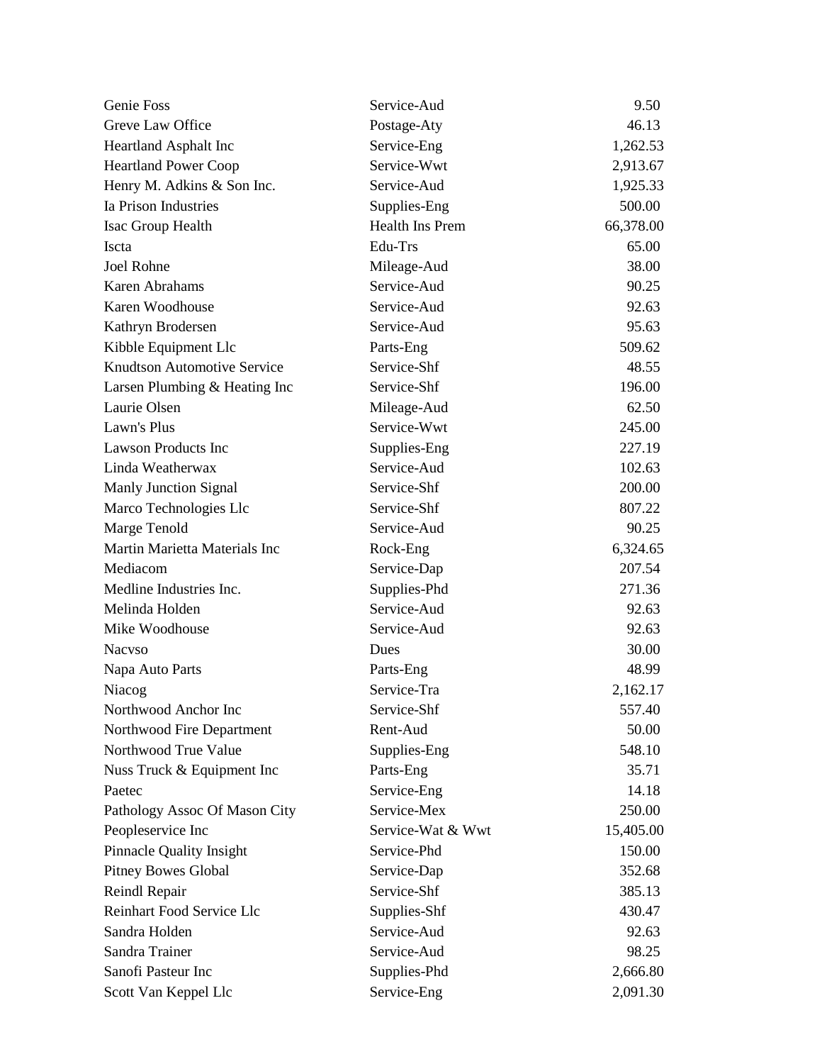| | | |
|---|---|---|
| Genie Foss | Service-Aud | 9.50 |
| Greve Law Office | Postage-Aty | 46.13 |
| Heartland Asphalt Inc | Service-Eng | 1,262.53 |
| Heartland Power Coop | Service-Wwt | 2,913.67 |
| Henry M. Adkins & Son Inc. | Service-Aud | 1,925.33 |
| Ia Prison Industries | Supplies-Eng | 500.00 |
| Isac Group Health | Health Ins Prem | 66,378.00 |
| Iscta | Edu-Trs | 65.00 |
| Joel Rohne | Mileage-Aud | 38.00 |
| Karen Abrahams | Service-Aud | 90.25 |
| Karen Woodhouse | Service-Aud | 92.63 |
| Kathryn Brodersen | Service-Aud | 95.63 |
| Kibble Equipment Llc | Parts-Eng | 509.62 |
| Knudtson Automotive Service | Service-Shf | 48.55 |
| Larsen Plumbing & Heating Inc | Service-Shf | 196.00 |
| Laurie Olsen | Mileage-Aud | 62.50 |
| Lawn's Plus | Service-Wwt | 245.00 |
| Lawson Products Inc | Supplies-Eng | 227.19 |
| Linda Weatherwax | Service-Aud | 102.63 |
| Manly Junction Signal | Service-Shf | 200.00 |
| Marco Technologies Llc | Service-Shf | 807.22 |
| Marge Tenold | Service-Aud | 90.25 |
| Martin Marietta Materials Inc | Rock-Eng | 6,324.65 |
| Mediacom | Service-Dap | 207.54 |
| Medline Industries Inc. | Supplies-Phd | 271.36 |
| Melinda Holden | Service-Aud | 92.63 |
| Mike Woodhouse | Service-Aud | 92.63 |
| Nacvso | Dues | 30.00 |
| Napa Auto Parts | Parts-Eng | 48.99 |
| Niacog | Service-Tra | 2,162.17 |
| Northwood Anchor Inc | Service-Shf | 557.40 |
| Northwood Fire Department | Rent-Aud | 50.00 |
| Northwood True Value | Supplies-Eng | 548.10 |
| Nuss Truck & Equipment Inc | Parts-Eng | 35.71 |
| Paetec | Service-Eng | 14.18 |
| Pathology Assoc Of Mason City | Service-Mex | 250.00 |
| Peopleservice Inc | Service-Wat & Wwt | 15,405.00 |
| Pinnacle Quality Insight | Service-Phd | 150.00 |
| Pitney Bowes Global | Service-Dap | 352.68 |
| Reindl Repair | Service-Shf | 385.13 |
| Reinhart Food Service Llc | Supplies-Shf | 430.47 |
| Sandra Holden | Service-Aud | 92.63 |
| Sandra Trainer | Service-Aud | 98.25 |
| Sanofi Pasteur Inc | Supplies-Phd | 2,666.80 |
| Scott Van Keppel Llc | Service-Eng | 2,091.30 |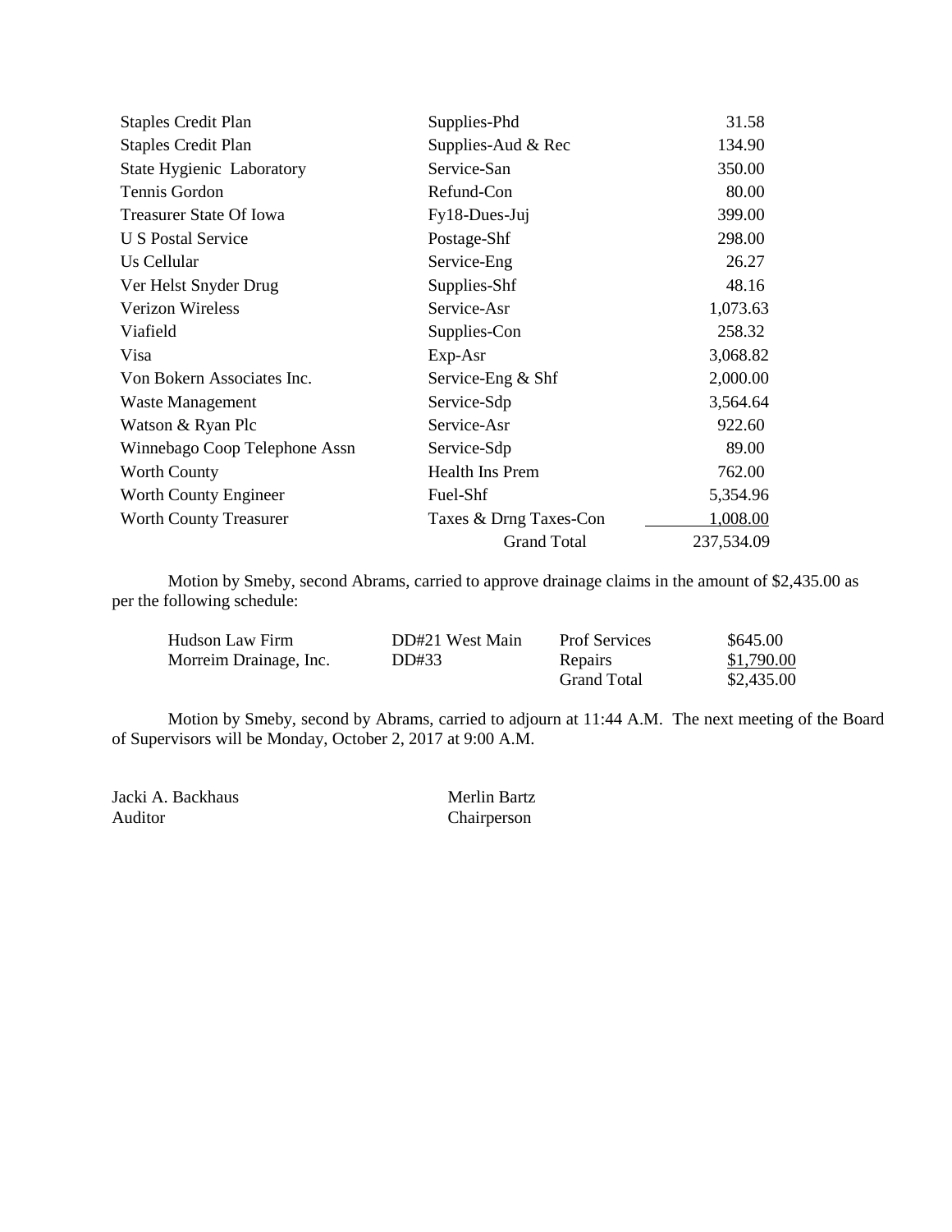| | | |
|---|---|---|
| Staples Credit Plan | Supplies-Phd | 31.58 |
| Staples Credit Plan | Supplies-Aud & Rec | 134.90 |
| State Hygienic Laboratory | Service-San | 350.00 |
| Tennis Gordon | Refund-Con | 80.00 |
| Treasurer State Of Iowa | Fy18-Dues-Juj | 399.00 |
| U S Postal Service | Postage-Shf | 298.00 |
| Us Cellular | Service-Eng | 26.27 |
| Ver Helst Snyder Drug | Supplies-Shf | 48.16 |
| Verizon Wireless | Service-Asr | 1,073.63 |
| Viafield | Supplies-Con | 258.32 |
| Visa | Exp-Asr | 3,068.82 |
| Von Bokern Associates Inc. | Service-Eng & Shf | 2,000.00 |
| Waste Management | Service-Sdp | 3,564.64 |
| Watson & Ryan Plc | Service-Asr | 922.60 |
| Winnebago Coop Telephone Assn | Service-Sdp | 89.00 |
| Worth County | Health Ins Prem | 762.00 |
| Worth County Engineer | Fuel-Shf | 5,354.96 |
| Worth County Treasurer | Taxes & Drng Taxes-Con | 1,008.00 |
| | Grand Total | 237,534.09 |

Motion by Smeby, second Abrams, carried to approve drainage claims in the amount of $2,435.00 as per the following schedule:

| | | | |
|---|---|---|---|
| Hudson Law Firm | DD#21 West Main | Prof Services | $645.00 |
| Morreim Drainage, Inc. | DD#33 | Repairs | $1,790.00 |
| | | Grand Total | $2,435.00 |

Motion by Smeby, second by Abrams, carried to adjourn at 11:44 A.M. The next meeting of the Board of Supervisors will be Monday, October 2, 2017 at 9:00 A.M.

Jacki A. Backhaus
Auditor

Merlin Bartz
Chairperson